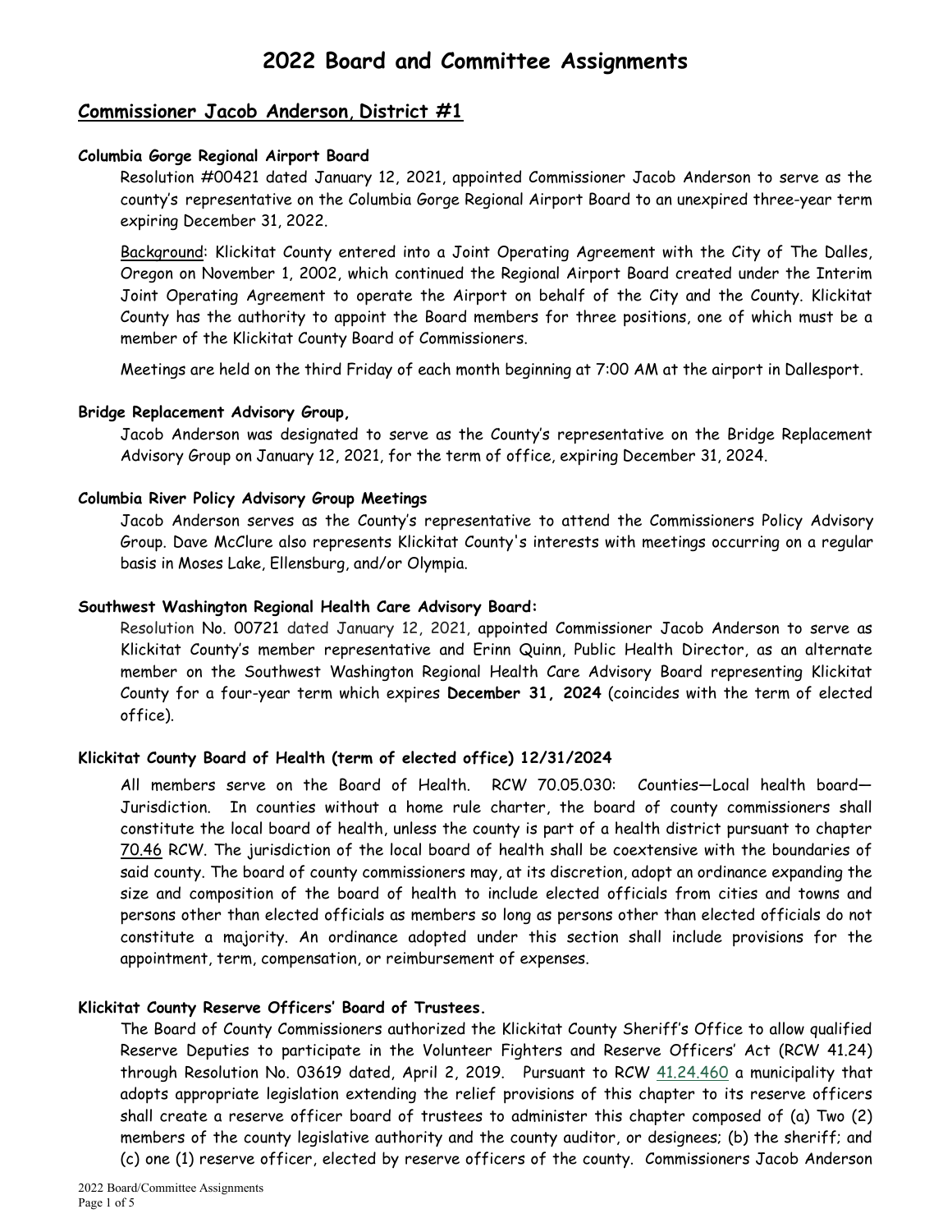# 2022 Board and Committee Assignments

## Commissioner Jacob Anderson, District #1

**Columbia Gorge Regional Airport Board**

Resolution #00421 dated January 12, 2021, appointed Commissioner Jacob Anderson to serve as the county's representative on the Columbia Gorge Regional Airport Board to an unexpired three-year term expiring December 31, 2022.

Background: Klickitat County entered into a Joint Operating Agreement with the City of The Dalles, Oregon on November 1, 2002, which continued the Regional Airport Board created under the Interim Joint Operating Agreement to operate the Airport on behalf of the City and the County. Klickitat County has the authority to appoint the Board members for three positions, one of which must be a member of the Klickitat County Board of Commissioners.

Meetings are held on the third Friday of each month beginning at 7:00 AM at the airport in Dallesport.

**Bridge Replacement Advisory Group,**

Jacob Anderson was designated to serve as the County's representative on the Bridge Replacement Advisory Group on January 12, 2021, for the term of office, expiring December 31, 2024.

**Columbia River Policy Advisory Group Meetings**

Jacob Anderson serves as the County's representative to attend the Commissioners Policy Advisory Group. Dave McClure also represents Klickitat County's interests with meetings occurring on a regular basis in Moses Lake, Ellensburg, and/or Olympia.

**Southwest Washington Regional Health Care Advisory Board:**

Resolution No. 00721 dated January 12, 2021, appointed Commissioner Jacob Anderson to serve as Klickitat County's member representative and Erinn Quinn, Public Health Director, as an alternate member on the Southwest Washington Regional Health Care Advisory Board representing Klickitat County for a four-year term which expires **December 31, 2024** (coincides with the term of elected office).

**Klickitat County Board of Health (term of elected office) 12/31/2024**

All members serve on the Board of Health. RCW 70.05.030: Counties—Local health board—Jurisdiction. In counties without a home rule charter, the board of county commissioners shall constitute the local board of health, unless the county is part of a health district pursuant to chapter 70.46 RCW. The jurisdiction of the local board of health shall be coextensive with the boundaries of said county. The board of county commissioners may, at its discretion, adopt an ordinance expanding the size and composition of the board of health to include elected officials from cities and towns and persons other than elected officials as members so long as persons other than elected officials do not constitute a majority. An ordinance adopted under this section shall include provisions for the appointment, term, compensation, or reimbursement of expenses.

**Klickitat County Reserve Officers' Board of Trustees.**

The Board of County Commissioners authorized the Klickitat County Sheriff's Office to allow qualified Reserve Deputies to participate in the Volunteer Fighters and Reserve Officers' Act (RCW 41.24) through Resolution No. 03619 dated, April 2, 2019. Pursuant to RCW 41.24.460 a municipality that adopts appropriate legislation extending the relief provisions of this chapter to its reserve officers shall create a reserve officer board of trustees to administer this chapter composed of (a) Two (2) members of the county legislative authority and the county auditor, or designees; (b) the sheriff; and (c) one (1) reserve officer, elected by reserve officers of the county. Commissioners Jacob Anderson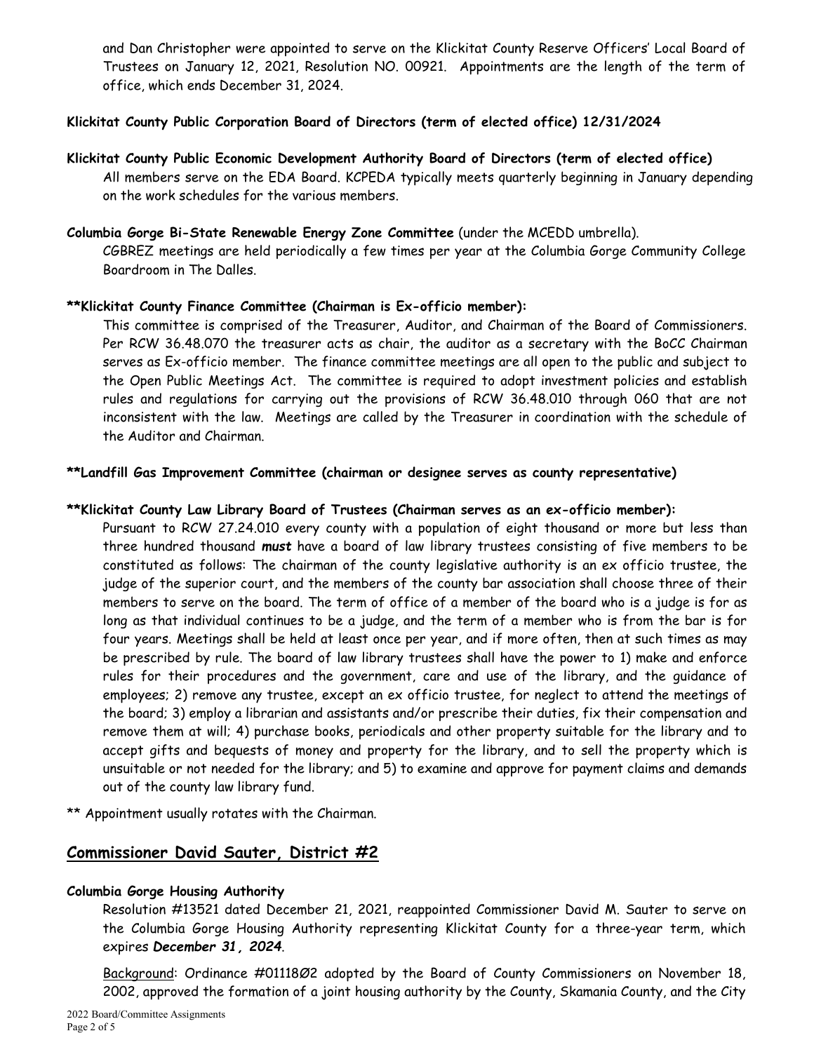and Dan Christopher were appointed to serve on the Klickitat County Reserve Officers' Local Board of Trustees on January 12, 2021, Resolution NO. 00921. Appointments are the length of the term of office, which ends December 31, 2024.

**Klickitat County Public Corporation Board of Directors (term of elected office) 12/31/2024**

**Klickitat County Public Economic Development Authority Board of Directors (term of elected office)**

All members serve on the EDA Board. KCPEDA typically meets quarterly beginning in January depending on the work schedules for the various members.

**Columbia Gorge Bi-State Renewable Energy Zone Committee** (under the MCEDD umbrella).

CGBREZ meetings are held periodically a few times per year at the Columbia Gorge Community College Boardroom in The Dalles.

**\*\*Klickitat County Finance Committee (Chairman is Ex-officio member):**

This committee is comprised of the Treasurer, Auditor, and Chairman of the Board of Commissioners. Per RCW 36.48.070 the treasurer acts as chair, the auditor as a secretary with the BoCC Chairman serves as Ex-officio member. The finance committee meetings are all open to the public and subject to the Open Public Meetings Act. The committee is required to adopt investment policies and establish rules and regulations for carrying out the provisions of RCW 36.48.010 through 060 that are not inconsistent with the law. Meetings are called by the Treasurer in coordination with the schedule of the Auditor and Chairman.

**\*\*Landfill Gas Improvement Committee (chairman or designee serves as county representative)**

**\*\*Klickitat County Law Library Board of Trustees (Chairman serves as an ex-officio member):**

Pursuant to RCW 27.24.010 every county with a population of eight thousand or more but less than three hundred thousand ***must*** have a board of law library trustees consisting of five members to be constituted as follows: The chairman of the county legislative authority is an ex officio trustee, the judge of the superior court, and the members of the county bar association shall choose three of their members to serve on the board. The term of office of a member of the board who is a judge is for as long as that individual continues to be a judge, and the term of a member who is from the bar is for four years. Meetings shall be held at least once per year, and if more often, then at such times as may be prescribed by rule. The board of law library trustees shall have the power to 1) make and enforce rules for their procedures and the government, care and use of the library, and the guidance of employees; 2) remove any trustee, except an ex officio trustee, for neglect to attend the meetings of the board; 3) employ a librarian and assistants and/or prescribe their duties, fix their compensation and remove them at will; 4) purchase books, periodicals and other property suitable for the library and to accept gifts and bequests of money and property for the library, and to sell the property which is unsuitable or not needed for the library; and 5) to examine and approve for payment claims and demands out of the county law library fund.

\*\* Appointment usually rotates with the Chairman.

## Commissioner David Sauter, District #2

**Columbia Gorge Housing Authority**

Resolution #13521 dated December 21, 2021, reappointed Commissioner David M. Sauter to serve on the Columbia Gorge Housing Authority representing Klickitat County for a three-year term, which expires ***December 31, 2024***.

Background: Ordinance #011180​2 adopted by the Board of County Commissioners on November 18, 2002, approved the formation of a joint housing authority by the County, Skamania County, and the City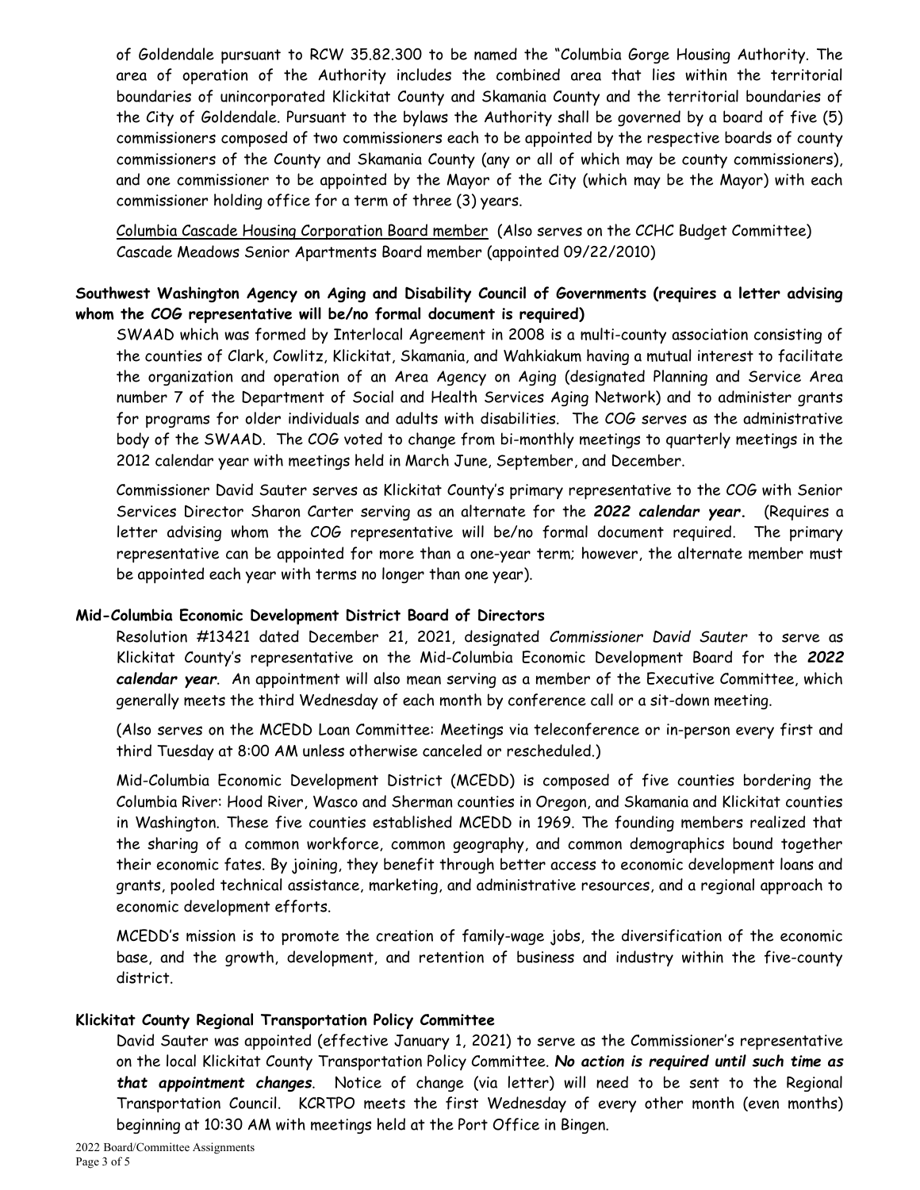of Goldendale pursuant to RCW 35.82.300 to be named the "Columbia Gorge Housing Authority. The area of operation of the Authority includes the combined area that lies within the territorial boundaries of unincorporated Klickitat County and Skamania County and the territorial boundaries of the City of Goldendale. Pursuant to the bylaws the Authority shall be governed by a board of five (5) commissioners composed of two commissioners each to be appointed by the respective boards of county commissioners of the County and Skamania County (any or all of which may be county commissioners), and one commissioner to be appointed by the Mayor of the City (which may be the Mayor) with each commissioner holding office for a term of three (3) years.

Columbia Cascade Housing Corporation Board member (Also serves on the CCHC Budget Committee)
Cascade Meadows Senior Apartments Board member (appointed 09/22/2010)

**Southwest Washington Agency on Aging and Disability Council of Governments (requires a letter advising whom the COG representative will be/no formal document is required)**

SWAAD which was formed by Interlocal Agreement in 2008 is a multi-county association consisting of the counties of Clark, Cowlitz, Klickitat, Skamania, and Wahkiakum having a mutual interest to facilitate the organization and operation of an Area Agency on Aging (designated Planning and Service Area number 7 of the Department of Social and Health Services Aging Network) and to administer grants for programs for older individuals and adults with disabilities. The COG serves as the administrative body of the SWAAD. The COG voted to change from bi-monthly meetings to quarterly meetings in the 2012 calendar year with meetings held in March June, September, and December.

Commissioner David Sauter serves as Klickitat County's primary representative to the COG with Senior Services Director Sharon Carter serving as an alternate for the ***2022 calendar year***. (Requires a letter advising whom the COG representative will be/no formal document required. The primary representative can be appointed for more than a one-year term; however, the alternate member must be appointed each year with terms no longer than one year).

**Mid-Columbia Economic Development District Board of Directors**

Resolution #13421 dated December 21, 2021, designated *Commissioner David Sauter* to serve as Klickitat County's representative on the Mid-Columbia Economic Development Board for the ***2022 calendar year***. An appointment will also mean serving as a member of the Executive Committee, which generally meets the third Wednesday of each month by conference call or a sit-down meeting.

(Also serves on the MCEDD Loan Committee: Meetings via teleconference or in-person every first and third Tuesday at 8:00 AM unless otherwise canceled or rescheduled.)

Mid-Columbia Economic Development District (MCEDD) is composed of five counties bordering the Columbia River: Hood River, Wasco and Sherman counties in Oregon, and Skamania and Klickitat counties in Washington. These five counties established MCEDD in 1969. The founding members realized that the sharing of a common workforce, common geography, and common demographics bound together their economic fates. By joining, they benefit through better access to economic development loans and grants, pooled technical assistance, marketing, and administrative resources, and a regional approach to economic development efforts.

MCEDD's mission is to promote the creation of family-wage jobs, the diversification of the economic base, and the growth, development, and retention of business and industry within the five-county district.

**Klickitat County Regional Transportation Policy Committee**

David Sauter was appointed (effective January 1, 2021) to serve as the Commissioner's representative on the local Klickitat County Transportation Policy Committee. ***No action is required until such time as that appointment changes***. Notice of change (via letter) will need to be sent to the Regional Transportation Council. KCRTPO meets the first Wednesday of every other month (even months) beginning at 10:30 AM with meetings held at the Port Office in Bingen.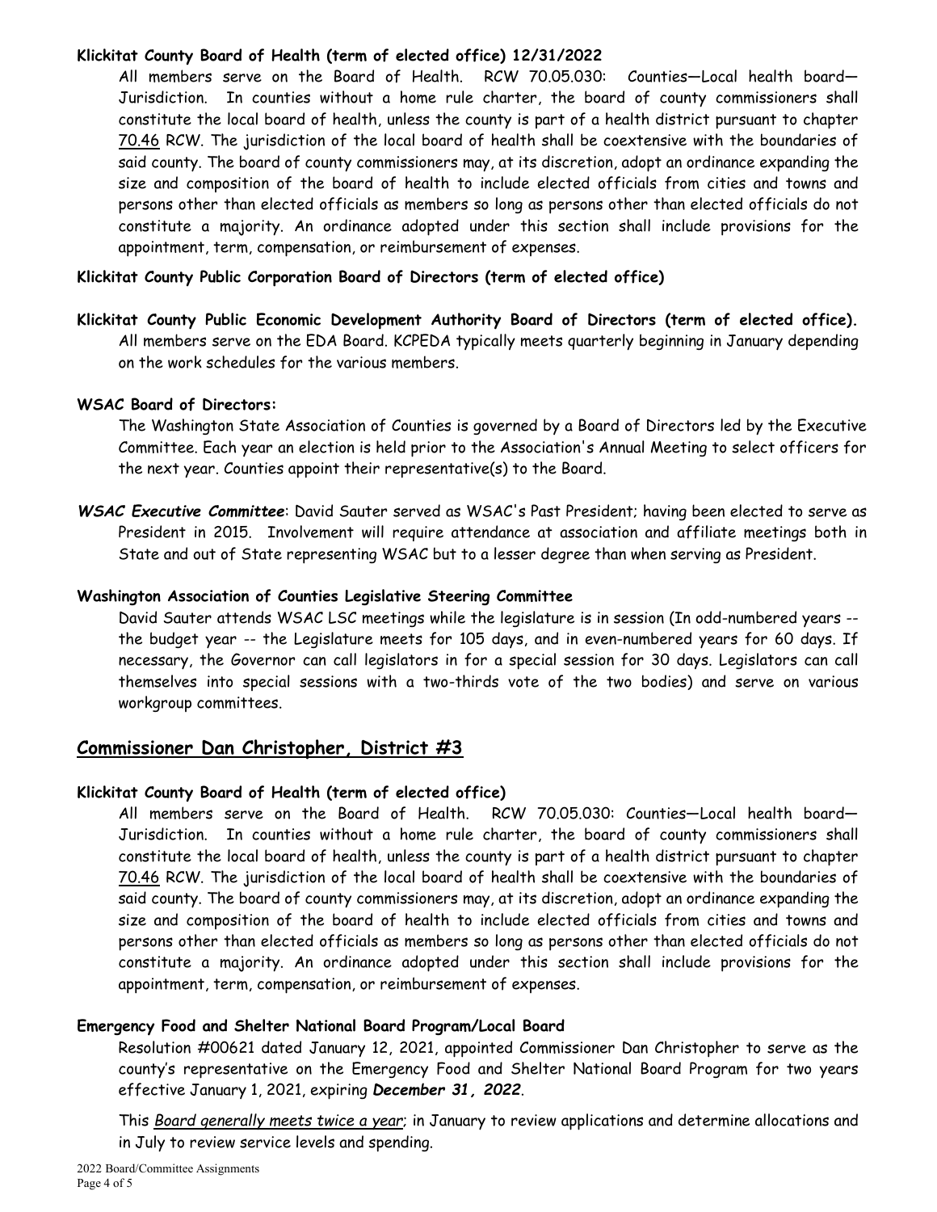**Klickitat County Board of Health (term of elected office) 12/31/2022**

All members serve on the Board of Health. RCW 70.05.030: Counties—Local health board—Jurisdiction. In counties without a home rule charter, the board of county commissioners shall constitute the local board of health, unless the county is part of a health district pursuant to chapter 70.46 RCW. The jurisdiction of the local board of health shall be coextensive with the boundaries of said county. The board of county commissioners may, at its discretion, adopt an ordinance expanding the size and composition of the board of health to include elected officials from cities and towns and persons other than elected officials as members so long as persons other than elected officials do not constitute a majority. An ordinance adopted under this section shall include provisions for the appointment, term, compensation, or reimbursement of expenses.

**Klickitat County Public Corporation Board of Directors (term of elected office)**

**Klickitat County Public Economic Development Authority Board of Directors (term of elected office).**

All members serve on the EDA Board. KCPEDA typically meets quarterly beginning in January depending on the work schedules for the various members.

**WSAC Board of Directors:**

The Washington State Association of Counties is governed by a Board of Directors led by the Executive Committee. Each year an election is held prior to the Association's Annual Meeting to select officers for the next year. Counties appoint their representative(s) to the Board.

***WSAC Executive Committee***: David Sauter served as WSAC's Past President; having been elected to serve as President in 2015. Involvement will require attendance at association and affiliate meetings both in State and out of State representing WSAC but to a lesser degree than when serving as President.

**Washington Association of Counties Legislative Steering Committee**

David Sauter attends WSAC LSC meetings while the legislature is in session (In odd-numbered years -- the budget year -- the Legislature meets for 105 days, and in even-numbered years for 60 days. If necessary, the Governor can call legislators in for a special session for 30 days. Legislators can call themselves into special sessions with a two-thirds vote of the two bodies) and serve on various workgroup committees.

## Commissioner Dan Christopher, District #3

**Klickitat County Board of Health (term of elected office)**

All members serve on the Board of Health. RCW 70.05.030: Counties—Local health board—Jurisdiction. In counties without a home rule charter, the board of county commissioners shall constitute the local board of health, unless the county is part of a health district pursuant to chapter 70.46 RCW. The jurisdiction of the local board of health shall be coextensive with the boundaries of said county. The board of county commissioners may, at its discretion, adopt an ordinance expanding the size and composition of the board of health to include elected officials from cities and towns and persons other than elected officials as members so long as persons other than elected officials do not constitute a majority. An ordinance adopted under this section shall include provisions for the appointment, term, compensation, or reimbursement of expenses.

**Emergency Food and Shelter National Board Program/Local Board**

Resolution #00621 dated January 12, 2021, appointed Commissioner Dan Christopher to serve as the county's representative on the Emergency Food and Shelter National Board Program for two years effective January 1, 2021, expiring ***December 31, 2022***.

This *Board generally meets twice a year*; in January to review applications and determine allocations and in July to review service levels and spending.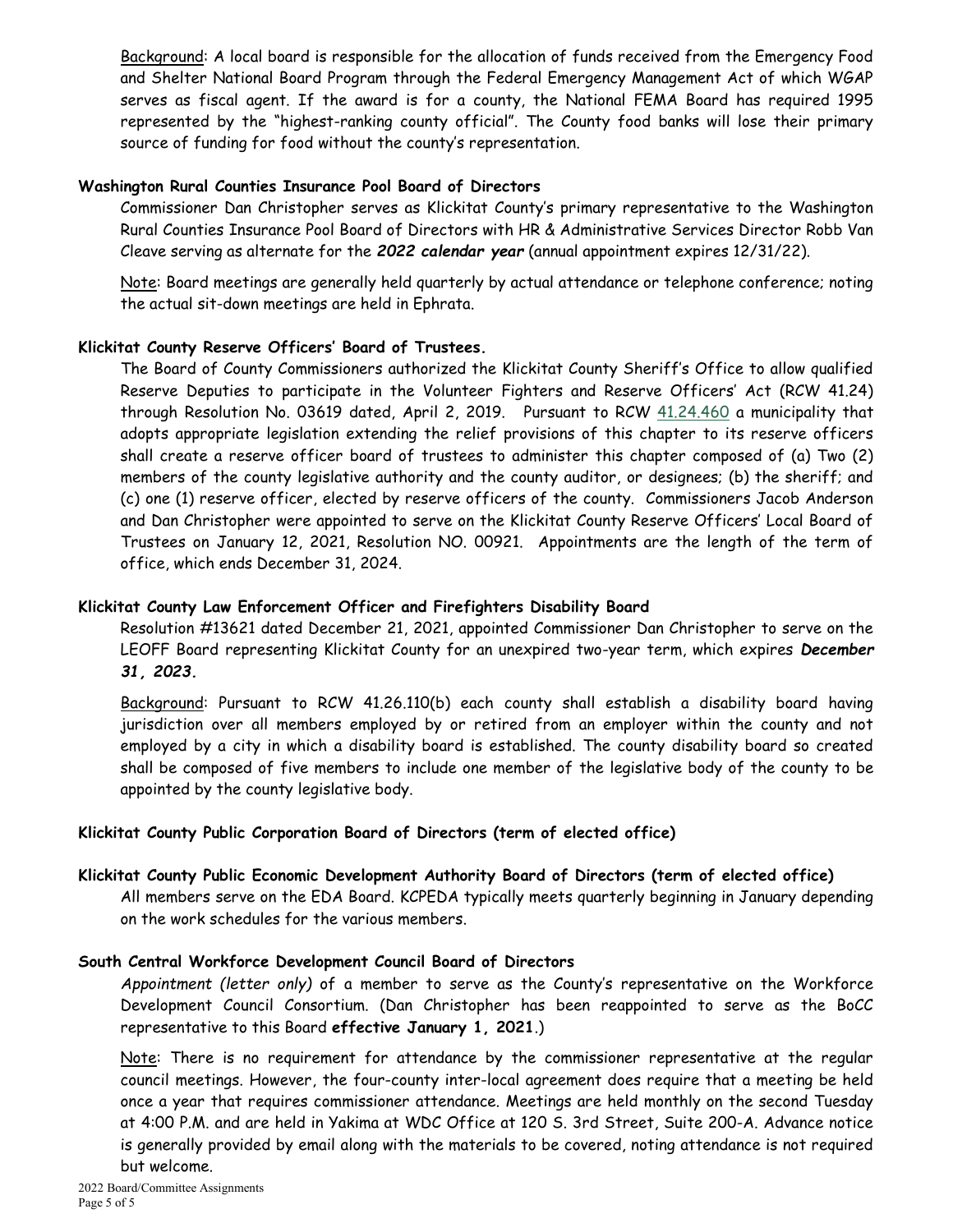Background: A local board is responsible for the allocation of funds received from the Emergency Food and Shelter National Board Program through the Federal Emergency Management Act of which WGAP serves as fiscal agent. If the award is for a county, the National FEMA Board has required 1995 represented by the "highest-ranking county official". The County food banks will lose their primary source of funding for food without the county's representation.

**Washington Rural Counties Insurance Pool Board of Directors**

Commissioner Dan Christopher serves as Klickitat County's primary representative to the Washington Rural Counties Insurance Pool Board of Directors with HR & Administrative Services Director Robb Van Cleave serving as alternate for the ***2022 calendar year*** (annual appointment expires 12/31/22).

Note: Board meetings are generally held quarterly by actual attendance or telephone conference; noting the actual sit-down meetings are held in Ephrata.

**Klickitat County Reserve Officers' Board of Trustees.**

The Board of County Commissioners authorized the Klickitat County Sheriff's Office to allow qualified Reserve Deputies to participate in the Volunteer Fighters and Reserve Officers' Act (RCW 41.24) through Resolution No. 03619 dated, April 2, 2019. Pursuant to RCW 41.24.460 a municipality that adopts appropriate legislation extending the relief provisions of this chapter to its reserve officers shall create a reserve officer board of trustees to administer this chapter composed of (a) Two (2) members of the county legislative authority and the county auditor, or designees; (b) the sheriff; and (c) one (1) reserve officer, elected by reserve officers of the county. Commissioners Jacob Anderson and Dan Christopher were appointed to serve on the Klickitat County Reserve Officers' Local Board of Trustees on January 12, 2021, Resolution NO. 00921. Appointments are the length of the term of office, which ends December 31, 2024.

**Klickitat County Law Enforcement Officer and Firefighters Disability Board**

Resolution #13621 dated December 21, 2021, appointed Commissioner Dan Christopher to serve on the LEOFF Board representing Klickitat County for an unexpired two-year term, which expires ***December 31, 2023.***

Background: Pursuant to RCW 41.26.110(b) each county shall establish a disability board having jurisdiction over all members employed by or retired from an employer within the county and not employed by a city in which a disability board is established. The county disability board so created shall be composed of five members to include one member of the legislative body of the county to be appointed by the county legislative body.

**Klickitat County Public Corporation Board of Directors (term of elected office)**

**Klickitat County Public Economic Development Authority Board of Directors (term of elected office)**

All members serve on the EDA Board. KCPEDA typically meets quarterly beginning in January depending on the work schedules for the various members.

**South Central Workforce Development Council Board of Directors**

*Appointment (letter only)* of a member to serve as the County's representative on the Workforce Development Council Consortium. (Dan Christopher has been reappointed to serve as the BoCC representative to this Board **effective January 1, 2021**.)

Note: There is no requirement for attendance by the commissioner representative at the regular council meetings. However, the four-county inter-local agreement does require that a meeting be held once a year that requires commissioner attendance. Meetings are held monthly on the second Tuesday at 4:00 P.M. and are held in Yakima at WDC Office at 120 S. 3rd Street, Suite 200-A. Advance notice is generally provided by email along with the materials to be covered, noting attendance is not required but welcome.